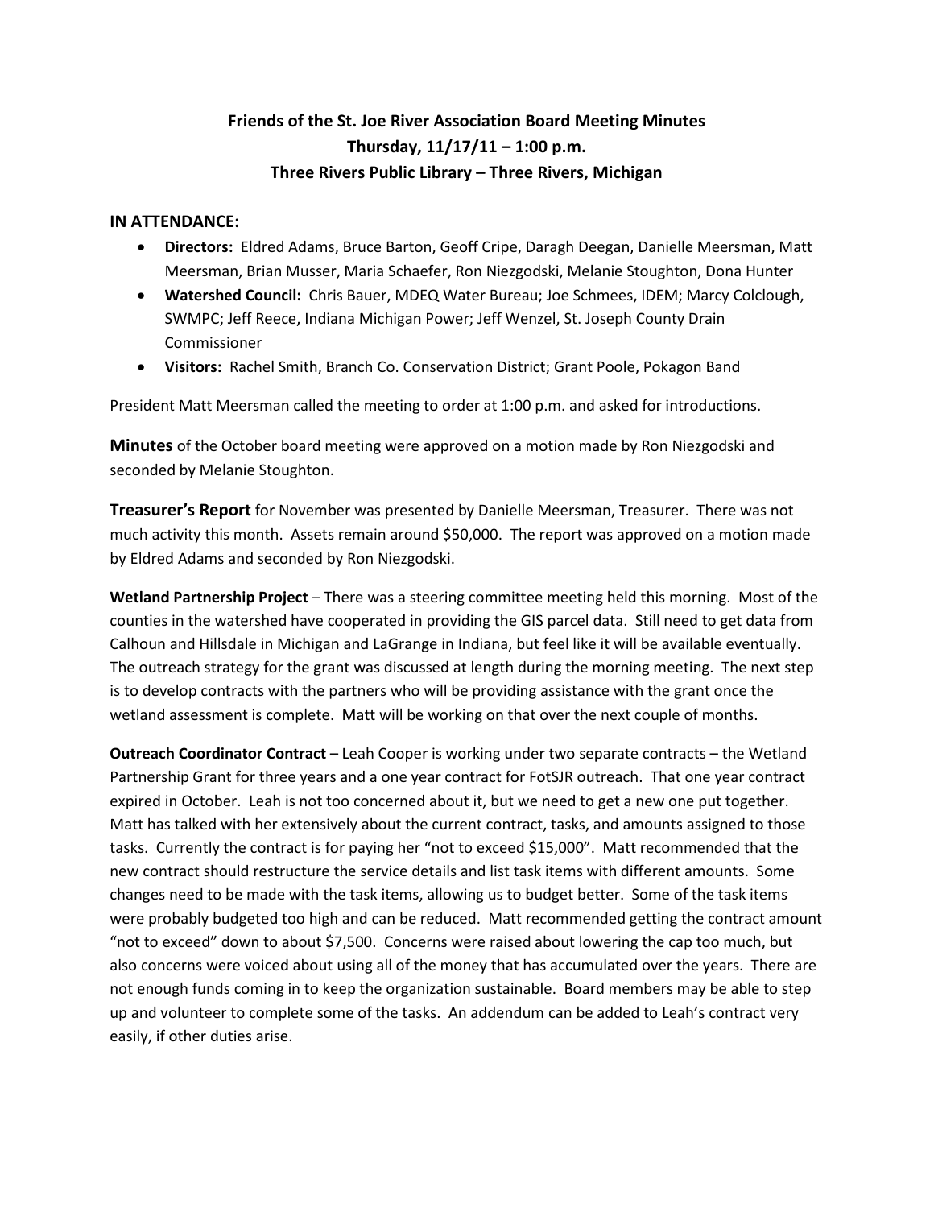**Friends of the St. Joe River Association Board Meeting Minutes**
**Thursday, 11/17/11 – 1:00 p.m.**
**Three Rivers Public Library – Three Rivers, Michigan**

## IN ATTENDANCE:

- **Directors:** Eldred Adams, Bruce Barton, Geoff Cripe, Daragh Deegan, Danielle Meersman, Matt Meersman, Brian Musser, Maria Schaefer, Ron Niezgodski, Melanie Stoughton, Dona Hunter
- **Watershed Council:** Chris Bauer, MDEQ Water Bureau; Joe Schmees, IDEM; Marcy Colclough, SWMPC; Jeff Reece, Indiana Michigan Power; Jeff Wenzel, St. Joseph County Drain Commissioner
- **Visitors:** Rachel Smith, Branch Co. Conservation District; Grant Poole, Pokagon Band

President Matt Meersman called the meeting to order at 1:00 p.m. and asked for introductions.

**Minutes** of the October board meeting were approved on a motion made by Ron Niezgodski and seconded by Melanie Stoughton.

**Treasurer's Report** for November was presented by Danielle Meersman, Treasurer. There was not much activity this month. Assets remain around $50,000. The report was approved on a motion made by Eldred Adams and seconded by Ron Niezgodski.

**Wetland Partnership Project** – There was a steering committee meeting held this morning. Most of the counties in the watershed have cooperated in providing the GIS parcel data. Still need to get data from Calhoun and Hillsdale in Michigan and LaGrange in Indiana, but feel like it will be available eventually. The outreach strategy for the grant was discussed at length during the morning meeting. The next step is to develop contracts with the partners who will be providing assistance with the grant once the wetland assessment is complete. Matt will be working on that over the next couple of months.

**Outreach Coordinator Contract** – Leah Cooper is working under two separate contracts – the Wetland Partnership Grant for three years and a one year contract for FotSJR outreach. That one year contract expired in October. Leah is not too concerned about it, but we need to get a new one put together. Matt has talked with her extensively about the current contract, tasks, and amounts assigned to those tasks. Currently the contract is for paying her "not to exceed $15,000". Matt recommended that the new contract should restructure the service details and list task items with different amounts. Some changes need to be made with the task items, allowing us to budget better. Some of the task items were probably budgeted too high and can be reduced. Matt recommended getting the contract amount "not to exceed" down to about $7,500. Concerns were raised about lowering the cap too much, but also concerns were voiced about using all of the money that has accumulated over the years. There are not enough funds coming in to keep the organization sustainable. Board members may be able to step up and volunteer to complete some of the tasks. An addendum can be added to Leah's contract very easily, if other duties arise.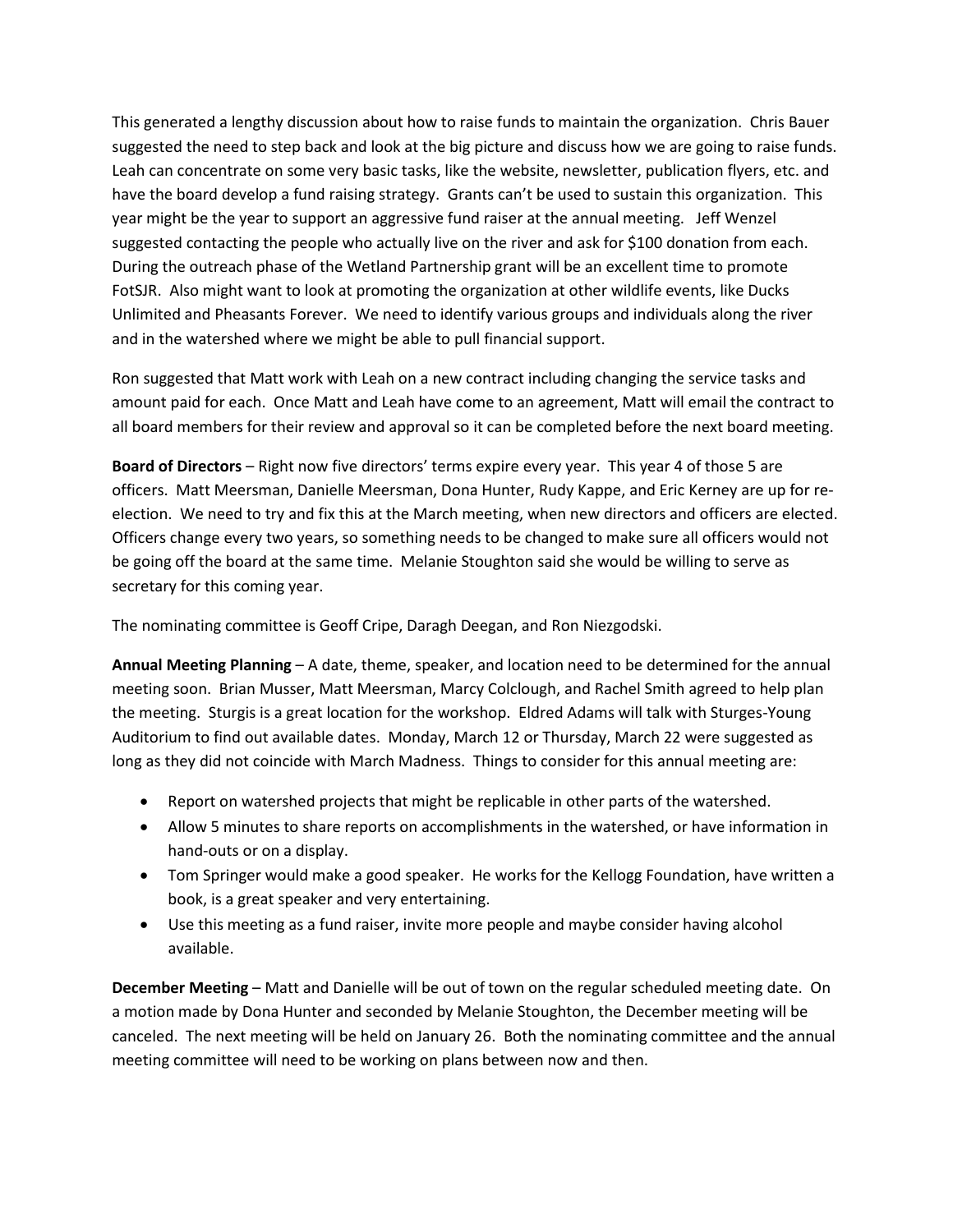This generated a lengthy discussion about how to raise funds to maintain the organization. Chris Bauer suggested the need to step back and look at the big picture and discuss how we are going to raise funds. Leah can concentrate on some very basic tasks, like the website, newsletter, publication flyers, etc. and have the board develop a fund raising strategy. Grants can't be used to sustain this organization. This year might be the year to support an aggressive fund raiser at the annual meeting. Jeff Wenzel suggested contacting the people who actually live on the river and ask for $100 donation from each. During the outreach phase of the Wetland Partnership grant will be an excellent time to promote FotSJR. Also might want to look at promoting the organization at other wildlife events, like Ducks Unlimited and Pheasants Forever. We need to identify various groups and individuals along the river and in the watershed where we might be able to pull financial support.

Ron suggested that Matt work with Leah on a new contract including changing the service tasks and amount paid for each. Once Matt and Leah have come to an agreement, Matt will email the contract to all board members for their review and approval so it can be completed before the next board meeting.

**Board of Directors** – Right now five directors' terms expire every year. This year 4 of those 5 are officers. Matt Meersman, Danielle Meersman, Dona Hunter, Rudy Kappe, and Eric Kerney are up for re-election. We need to try and fix this at the March meeting, when new directors and officers are elected. Officers change every two years, so something needs to be changed to make sure all officers would not be going off the board at the same time. Melanie Stoughton said she would be willing to serve as secretary for this coming year.

The nominating committee is Geoff Cripe, Daragh Deegan, and Ron Niezgodski.

**Annual Meeting Planning** – A date, theme, speaker, and location need to be determined for the annual meeting soon. Brian Musser, Matt Meersman, Marcy Colclough, and Rachel Smith agreed to help plan the meeting. Sturgis is a great location for the workshop. Eldred Adams will talk with Sturges-Young Auditorium to find out available dates. Monday, March 12 or Thursday, March 22 were suggested as long as they did not coincide with March Madness. Things to consider for this annual meeting are:

- Report on watershed projects that might be replicable in other parts of the watershed.
- Allow 5 minutes to share reports on accomplishments in the watershed, or have information in hand-outs or on a display.
- Tom Springer would make a good speaker. He works for the Kellogg Foundation, have written a book, is a great speaker and very entertaining.
- Use this meeting as a fund raiser, invite more people and maybe consider having alcohol available.

**December Meeting** – Matt and Danielle will be out of town on the regular scheduled meeting date. On a motion made by Dona Hunter and seconded by Melanie Stoughton, the December meeting will be canceled. The next meeting will be held on January 26. Both the nominating committee and the annual meeting committee will need to be working on plans between now and then.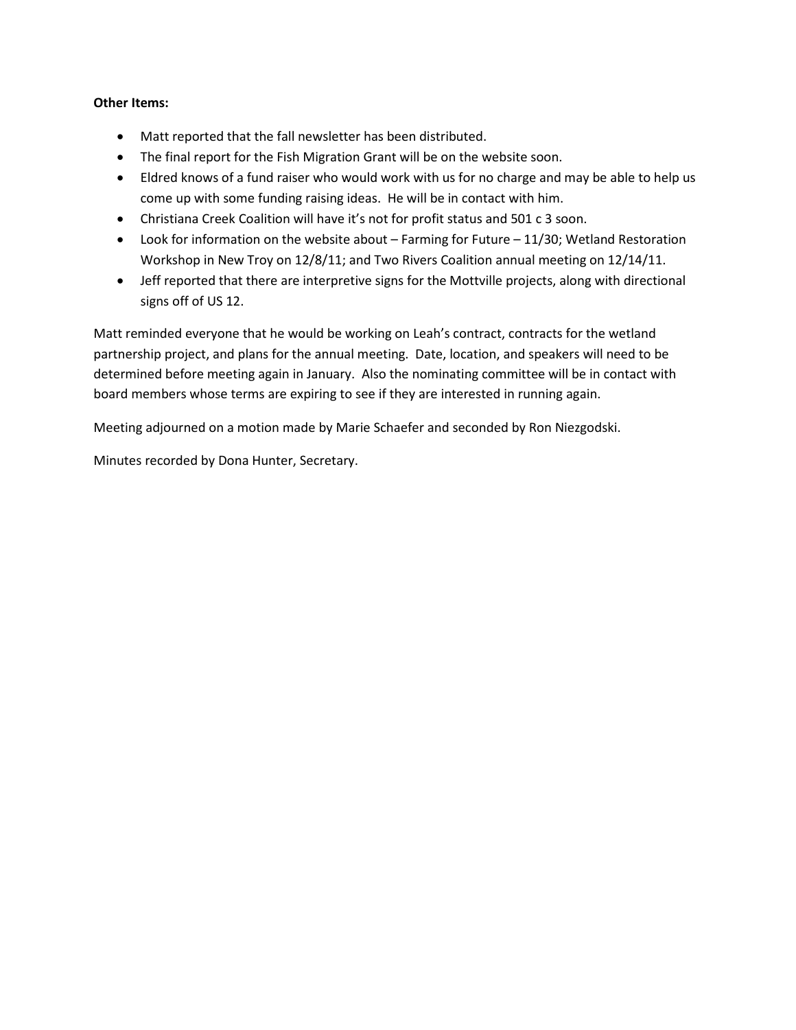**Other Items:**

- Matt reported that the fall newsletter has been distributed.
- The final report for the Fish Migration Grant will be on the website soon.
- Eldred knows of a fund raiser who would work with us for no charge and may be able to help us come up with some funding raising ideas. He will be in contact with him.
- Christiana Creek Coalition will have it's not for profit status and 501 c 3 soon.
- Look for information on the website about – Farming for Future – 11/30; Wetland Restoration Workshop in New Troy on 12/8/11; and Two Rivers Coalition annual meeting on 12/14/11.
- Jeff reported that there are interpretive signs for the Mottville projects, along with directional signs off of US 12.

Matt reminded everyone that he would be working on Leah's contract, contracts for the wetland partnership project, and plans for the annual meeting. Date, location, and speakers will need to be determined before meeting again in January. Also the nominating committee will be in contact with board members whose terms are expiring to see if they are interested in running again.

Meeting adjourned on a motion made by Marie Schaefer and seconded by Ron Niezgodski.

Minutes recorded by Dona Hunter, Secretary.